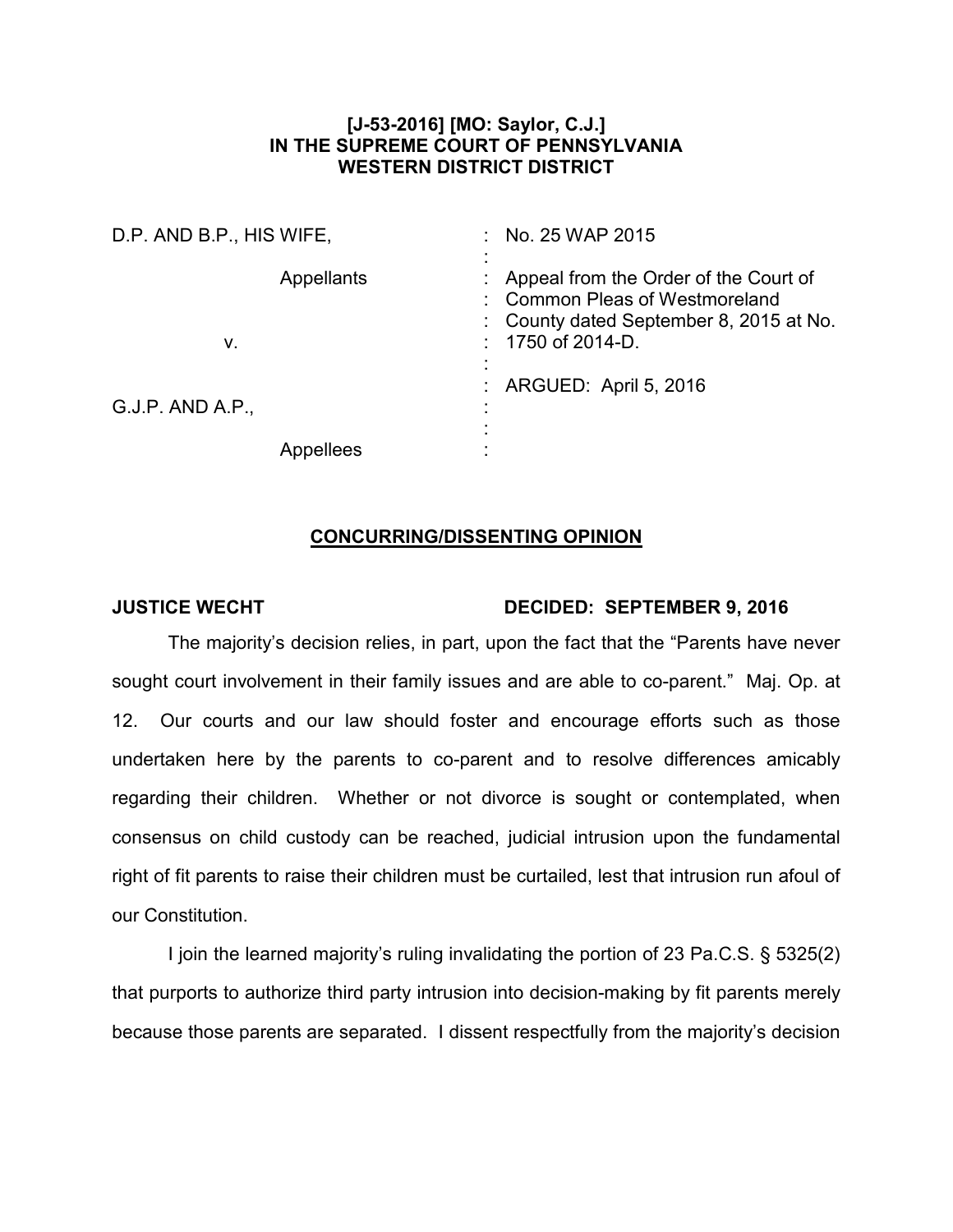**[J-53-2016] [MO: Saylor, C.J.]**
**IN THE SUPREME COURT OF PENNSYLVANIA**
**WESTERN DISTRICT DISTRICT**

| | |
|---|---|
| D.P. AND B.P., HIS WIFE, | : No. 25 WAP 2015 |
| Appellants | : Appeal from the Order of the Court of Common Pleas of Westmoreland County dated September 8, 2015 at No. 1750 of 2014-D. |
| v. | |
| | : ARGUED: April 5, 2016 |
| G.J.P. AND A.P., | : |
| Appellees | : |

## CONCURRING/DISSENTING OPINION

**JUSTICE WECHT** **DECIDED: SEPTEMBER 9, 2016**

The majority's decision relies, in part, upon the fact that the "Parents have never sought court involvement in their family issues and are able to co-parent." Maj. Op. at 12. Our courts and our law should foster and encourage efforts such as those undertaken here by the parents to co-parent and to resolve differences amicably regarding their children. Whether or not divorce is sought or contemplated, when consensus on child custody can be reached, judicial intrusion upon the fundamental right of fit parents to raise their children must be curtailed, lest that intrusion run afoul of our Constitution.

I join the learned majority's ruling invalidating the portion of 23 Pa.C.S. § 5325(2) that purports to authorize third party intrusion into decision-making by fit parents merely because those parents are separated. I dissent respectfully from the majority's decision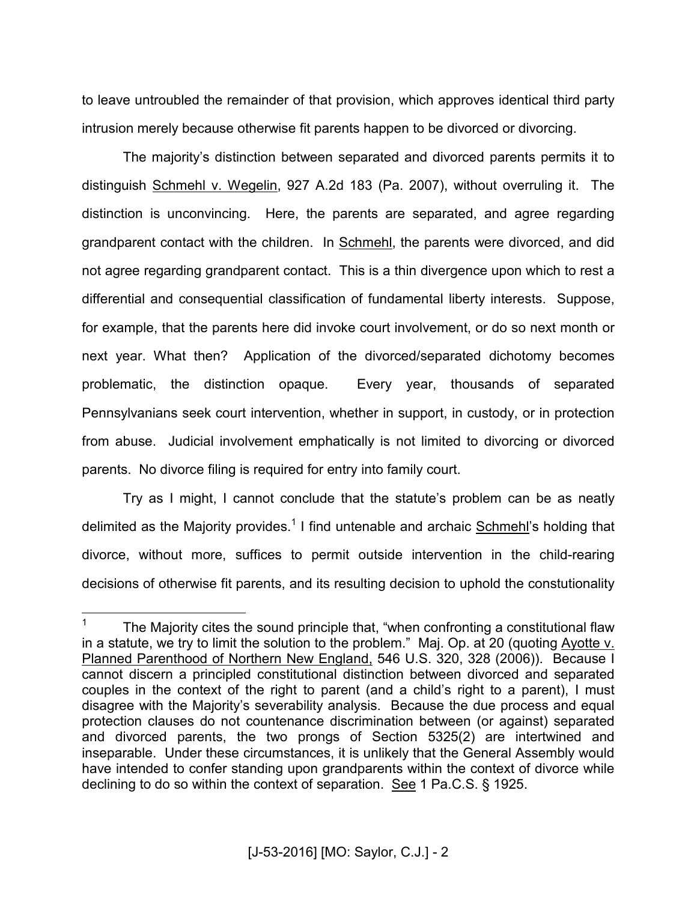to leave untroubled the remainder of that provision, which approves identical third party intrusion merely because otherwise fit parents happen to be divorced or divorcing.

The majority's distinction between separated and divorced parents permits it to distinguish Schmehl v. Wegelin, 927 A.2d 183 (Pa. 2007), without overruling it. The distinction is unconvincing. Here, the parents are separated, and agree regarding grandparent contact with the children. In Schmehl, the parents were divorced, and did not agree regarding grandparent contact. This is a thin divergence upon which to rest a differential and consequential classification of fundamental liberty interests. Suppose, for example, that the parents here did invoke court involvement, or do so next month or next year. What then? Application of the divorced/separated dichotomy becomes problematic, the distinction opaque. Every year, thousands of separated Pennsylvanians seek court intervention, whether in support, in custody, or in protection from abuse. Judicial involvement emphatically is not limited to divorcing or divorced parents. No divorce filing is required for entry into family court.

Try as I might, I cannot conclude that the statute's problem can be as neatly delimited as the Majority provides.[1] I find untenable and archaic Schmehl's holding that divorce, without more, suffices to permit outside intervention in the child-rearing decisions of otherwise fit parents, and its resulting decision to uphold the constutionality

[1] The Majority cites the sound principle that, "when confronting a constitutional flaw in a statute, we try to limit the solution to the problem." Maj. Op. at 20 (quoting Ayotte v. Planned Parenthood of Northern New England, 546 U.S. 320, 328 (2006)). Because I cannot discern a principled constitutional distinction between divorced and separated couples in the context of the right to parent (and a child's right to a parent), I must disagree with the Majority's severability analysis. Because the due process and equal protection clauses do not countenance discrimination between (or against) separated and divorced parents, the two prongs of Section 5325(2) are intertwined and inseparable. Under these circumstances, it is unlikely that the General Assembly would have intended to confer standing upon grandparents within the context of divorce while declining to do so within the context of separation. See 1 Pa.C.S. § 1925.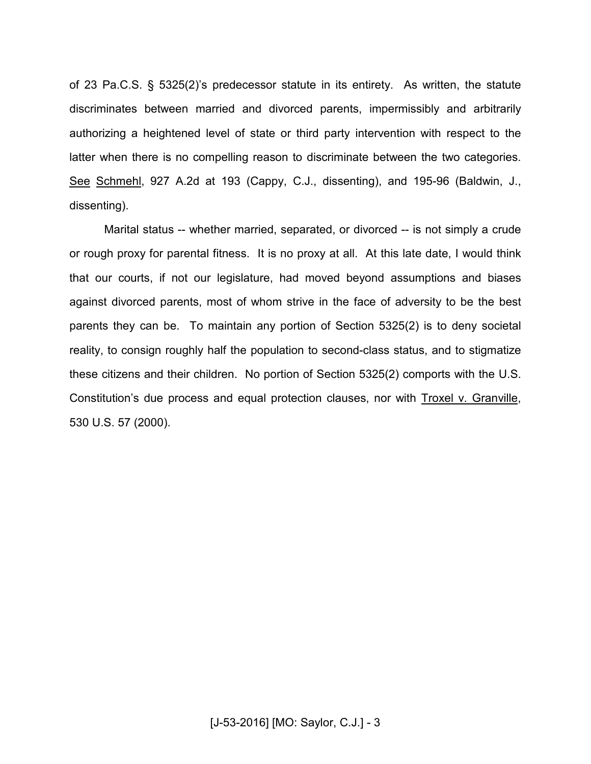of 23 Pa.C.S. § 5325(2)'s predecessor statute in its entirety. As written, the statute discriminates between married and divorced parents, impermissibly and arbitrarily authorizing a heightened level of state or third party intervention with respect to the latter when there is no compelling reason to discriminate between the two categories. See Schmehl, 927 A.2d at 193 (Cappy, C.J., dissenting), and 195-96 (Baldwin, J., dissenting).

Marital status -- whether married, separated, or divorced -- is not simply a crude or rough proxy for parental fitness. It is no proxy at all. At this late date, I would think that our courts, if not our legislature, had moved beyond assumptions and biases against divorced parents, most of whom strive in the face of adversity to be the best parents they can be. To maintain any portion of Section 5325(2) is to deny societal reality, to consign roughly half the population to second-class status, and to stigmatize these citizens and their children. No portion of Section 5325(2) comports with the U.S. Constitution's due process and equal protection clauses, nor with Troxel v. Granville, 530 U.S. 57 (2000).